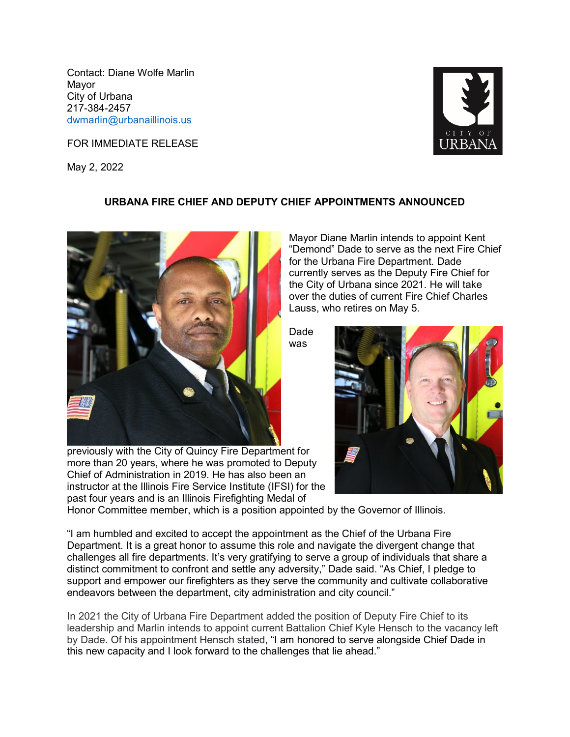Contact: Diane Wolfe Marlin
Mayor
City of Urbana
217-384-2457
dwmarlin@urbanaillinois.us

FOR IMMEDIATE RELEASE

May 2, 2022

## URBANA FIRE CHIEF AND DEPUTY CHIEF APPOINTMENTS ANNOUNCED

Mayor Diane Marlin intends to appoint Kent "Demond" Dade to serve as the next Fire Chief for the Urbana Fire Department. Dade currently serves as the Deputy Fire Chief for the City of Urbana since 2021. He will take over the duties of current Fire Chief Charles Lauss, who retires on May 5.

Dade was previously with the City of Quincy Fire Department for more than 20 years, where he was promoted to Deputy Chief of Administration in 2019. He has also been an instructor at the Illinois Fire Service Institute (IFSI) for the past four years and is an Illinois Firefighting Medal of Honor Committee member, which is a position appointed by the Governor of Illinois.

"I am humbled and excited to accept the appointment as the Chief of the Urbana Fire Department. It is a great honor to assume this role and navigate the divergent change that challenges all fire departments. It's very gratifying to serve a group of individuals that share a distinct commitment to confront and settle any adversity," Dade said. "As Chief, I pledge to support and empower our firefighters as they serve the community and cultivate collaborative endeavors between the department, city administration and city council."

In 2021 the City of Urbana Fire Department added the position of Deputy Fire Chief to its leadership and Marlin intends to appoint current Battalion Chief Kyle Hensch to the vacancy left by Dade. Of his appointment Hensch stated, "I am honored to serve alongside Chief Dade in this new capacity and I look forward to the challenges that lie ahead."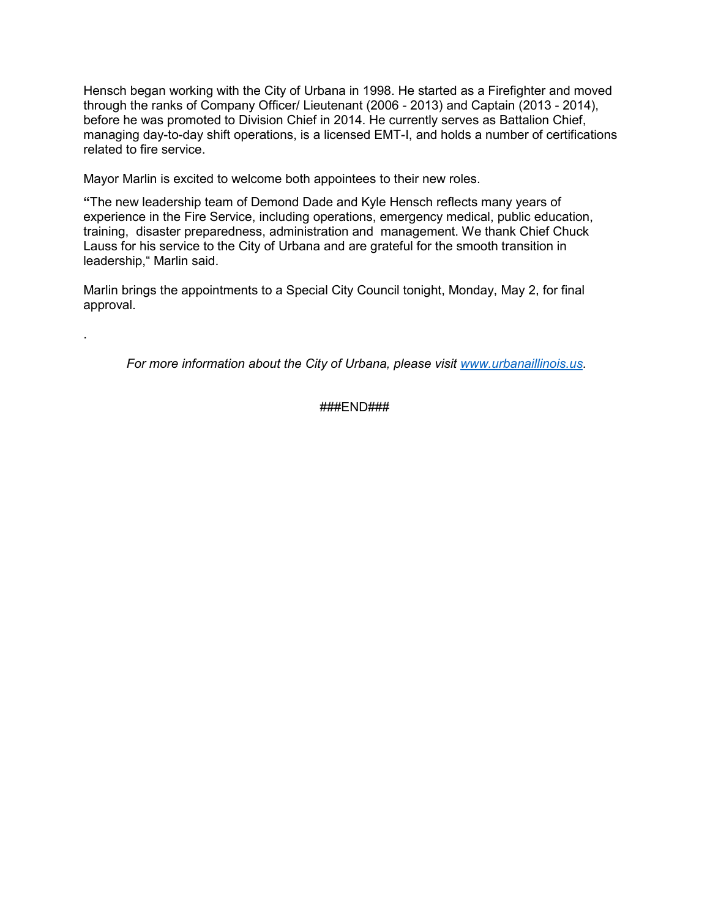Hensch began working with the City of Urbana in 1998. He started as a Firefighter and moved through the ranks of Company Officer/ Lieutenant (2006 - 2013) and Captain (2013 - 2014), before he was promoted to Division Chief in 2014. He currently serves as Battalion Chief, managing day-to-day shift operations, is a licensed EMT-I, and holds a number of certifications related to fire service.

Mayor Marlin is excited to welcome both appointees to their new roles.

**"**The new leadership team of Demond Dade and Kyle Hensch reflects many years of experience in the Fire Service, including operations, emergency medical, public education, training, disaster preparedness, administration and management. We thank Chief Chuck Lauss for his service to the City of Urbana and are grateful for the smooth transition in leadership," Marlin said.

Marlin brings the appointments to a Special City Council tonight, Monday, May 2, for final approval.

.

*For more information about the City of Urbana, please visit [www.urbanaillinois.us](http://www.urbanaillinois.us).*

###END###